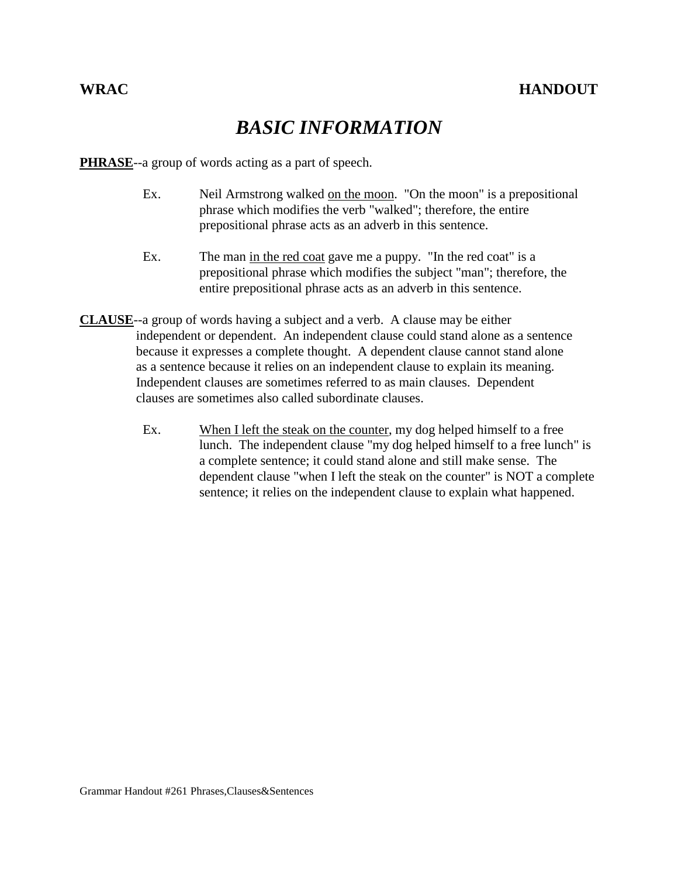**WRAC** **HANDOUT**

# *BASIC INFORMATION*

**PHRASE**--a group of words acting as a part of speech.

Ex. Neil Armstrong walked on the moon. "On the moon" is a prepositional phrase which modifies the verb "walked"; therefore, the entire prepositional phrase acts as an adverb in this sentence.

Ex. The man in the red coat gave me a puppy. "In the red coat" is a prepositional phrase which modifies the subject "man"; therefore, the entire prepositional phrase acts as an adverb in this sentence.

**CLAUSE**--a group of words having a subject and a verb. A clause may be either independent or dependent. An independent clause could stand alone as a sentence because it expresses a complete thought. A dependent clause cannot stand alone as a sentence because it relies on an independent clause to explain its meaning. Independent clauses are sometimes referred to as main clauses. Dependent clauses are sometimes also called subordinate clauses.

Ex. When I left the steak on the counter, my dog helped himself to a free lunch. The independent clause "my dog helped himself to a free lunch" is a complete sentence; it could stand alone and still make sense. The dependent clause "when I left the steak on the counter" is NOT a complete sentence; it relies on the independent clause to explain what happened.

Grammar Handout #261 Phrases,Clauses&Sentences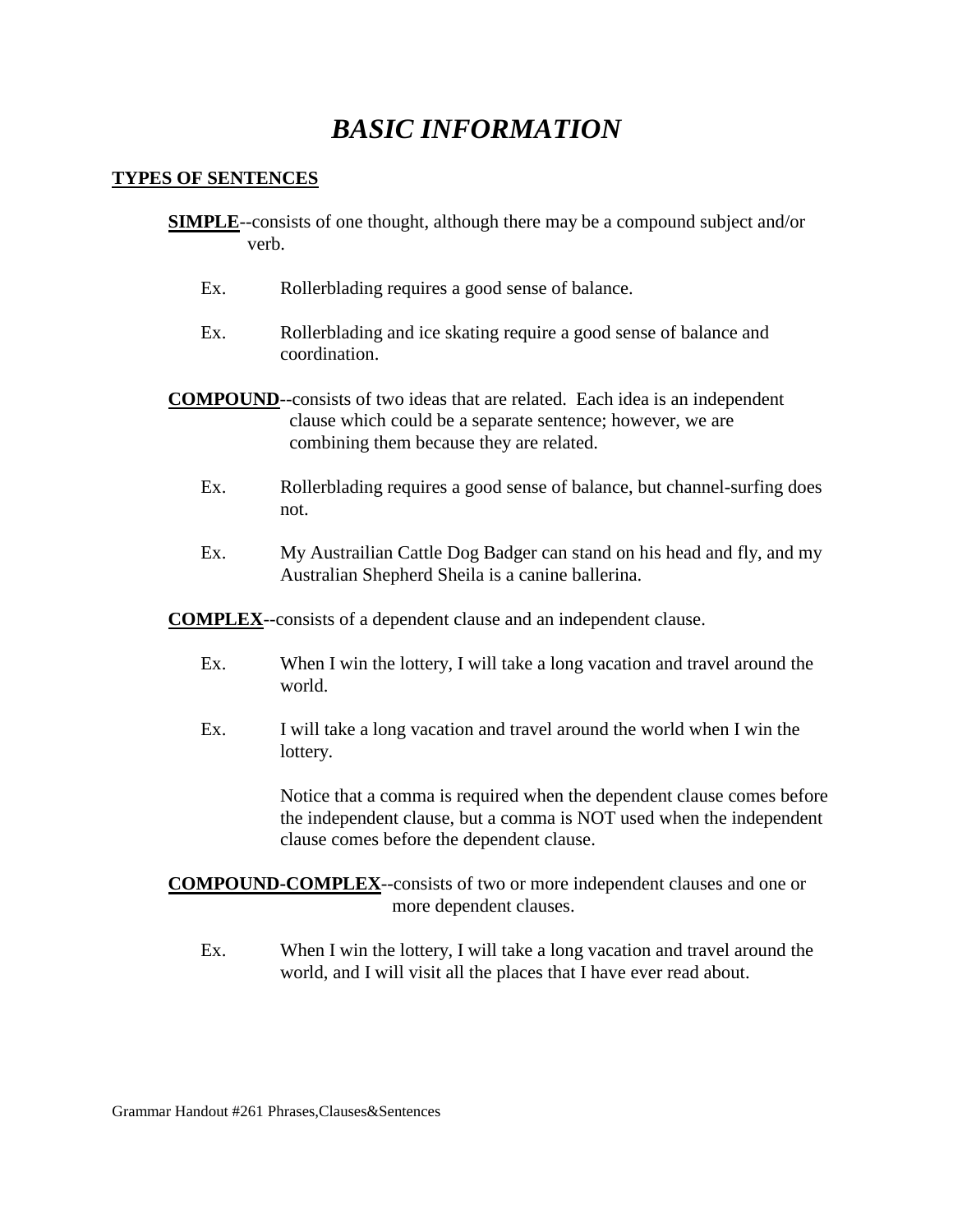# *BASIC INFORMATION*

**TYPES OF SENTENCES**

**SIMPLE**--consists of one thought, although there may be a compound subject and/or verb.

Ex. Rollerblading requires a good sense of balance.

Ex. Rollerblading and ice skating require a good sense of balance and coordination.

**COMPOUND**--consists of two ideas that are related. Each idea is an independent clause which could be a separate sentence; however, we are combining them because they are related.

Ex. Rollerblading requires a good sense of balance, but channel-surfing does not.

Ex. My Austrailian Cattle Dog Badger can stand on his head and fly, and my Australian Shepherd Sheila is a canine ballerina.

**COMPLEX**--consists of a dependent clause and an independent clause.

Ex. When I win the lottery, I will take a long vacation and travel around the world.

Ex. I will take a long vacation and travel around the world when I win the lottery.

Notice that a comma is required when the dependent clause comes before the independent clause, but a comma is NOT used when the independent clause comes before the dependent clause.

**COMPOUND-COMPLEX**--consists of two or more independent clauses and one or more dependent clauses.

Ex. When I win the lottery, I will take a long vacation and travel around the world, and I will visit all the places that I have ever read about.